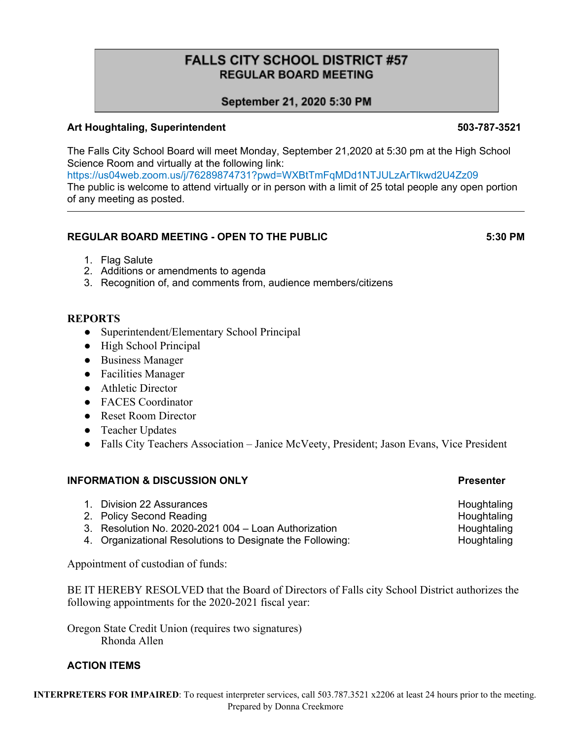# FALLS CITY SCHOOL DISTRICT #57
## REGULAR BOARD MEETING
### September 21, 2020 5:30 PM

**Art Houghtaling, Superintendent** **503-787-3521**

The Falls City School Board will meet Monday, September 21,2020 at 5:30 pm at the High School Science Room and virtually at the following link:
https://us04web.zoom.us/j/76289874731?pwd=WXBtTmFqMDd1NTJULzArTlkwd2U4Zz09
The public is welcome to attend virtually or in person with a limit of 25 total people any open portion of any meeting as posted.

---

**REGULAR BOARD MEETING - OPEN TO THE PUBLIC** **5:30 PM**

1. Flag Salute
2. Additions or amendments to agenda
3. Recognition of, and comments from, audience members/citizens

**REPORTS**

- Superintendent/Elementary School Principal
- High School Principal
- Business Manager
- Facilities Manager
- Athletic Director
- FACES Coordinator
- Reset Room Director
- Teacher Updates
- Falls City Teachers Association – Janice McVeety, President; Jason Evans, Vice President

**INFORMATION & DISCUSSION ONLY** **Presenter**

1. Division 22 Assurances — Houghtaling
2. Policy Second Reading — Houghtaling
3. Resolution No. 2020-2021 004 – Loan Authorization — Houghtaling
4. Organizational Resolutions to Designate the Following: — Houghtaling

Appointment of custodian of funds:

BE IT HEREBY RESOLVED that the Board of Directors of Falls city School District authorizes the following appointments for the 2020-2021 fiscal year:

Oregon State Credit Union (requires two signatures)
Rhonda Allen

**ACTION ITEMS**

**INTERPRETERS FOR IMPAIRED**: To request interpreter services, call 503.787.3521 x2206 at least 24 hours prior to the meeting.
Prepared by Donna Creekmore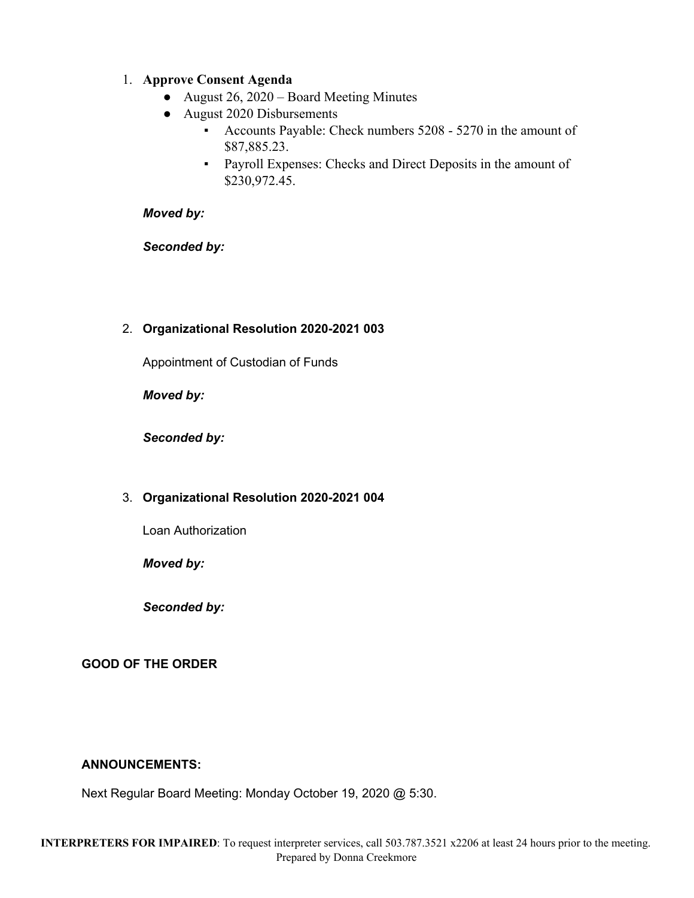1. **Approve Consent Agenda**
   - August 26, 2020 – Board Meeting Minutes
   - August 2020 Disbursements
     - Accounts Payable: Check numbers 5208 - 5270 in the amount of $87,885.23.
     - Payroll Expenses: Checks and Direct Deposits in the amount of $230,972.45.

   ***Moved by:***

   ***Seconded by:***

2. **Organizational Resolution 2020-2021 003**

   Appointment of Custodian of Funds

   ***Moved by:***

   ***Seconded by:***

3. **Organizational Resolution 2020-2021 004**

   Loan Authorization

   ***Moved by:***

   ***Seconded by:***

**GOOD OF THE ORDER**

**ANNOUNCEMENTS:**

Next Regular Board Meeting: Monday October 19, 2020 @ 5:30.

**INTERPRETERS FOR IMPAIRED**: To request interpreter services, call 503.787.3521 x2206 at least 24 hours prior to the meeting.
Prepared by Donna Creekmore